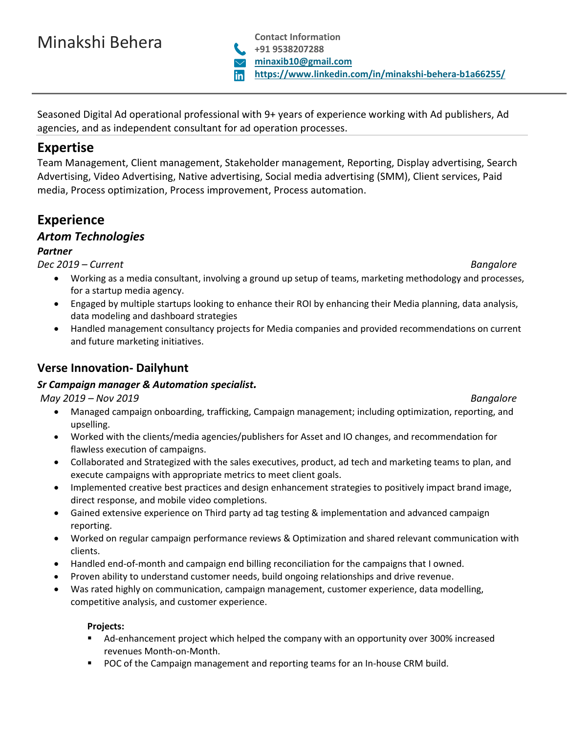# Minakshi Behera

**Contact Information**
**+91 9538207288**
**[minaxib10@gmail.com](mailto:minaxib10@gmail.com)**
**[https://www.linkedin.com/in/minakshi-behera-b1a66255/](https://www.linkedin.com/in/minakshi-behera-b1a66255/)**

---

Seasoned Digital Ad operational professional with 9+ years of experience working with Ad publishers, Ad agencies, and as independent consultant for ad operation processes.

## Expertise

Team Management, Client management, Stakeholder management, Reporting, Display advertising, Search Advertising, Video Advertising, Native advertising, Social media advertising (SMM), Client services, Paid media, Process optimization, Process improvement, Process automation.

## Experience

### *Artom Technologies*

***Partner***

*Dec 2019 – Current* *Bangalore*

- Working as a media consultant, involving a ground up setup of teams, marketing methodology and processes, for a startup media agency.
- Engaged by multiple startups looking to enhance their ROI by enhancing their Media planning, data analysis, data modeling and dashboard strategies
- Handled management consultancy projects for Media companies and provided recommendations on current and future marketing initiatives.

### Verse Innovation- Dailyhunt

***Sr Campaign manager & Automation specialist.***

*May 2019 – Nov 2019* *Bangalore*

- Managed campaign onboarding, trafficking, Campaign management; including optimization, reporting, and upselling.
- Worked with the clients/media agencies/publishers for Asset and IO changes, and recommendation for flawless execution of campaigns.
- Collaborated and Strategized with the sales executives, product, ad tech and marketing teams to plan, and execute campaigns with appropriate metrics to meet client goals.
- Implemented creative best practices and design enhancement strategies to positively impact brand image, direct response, and mobile video completions.
- Gained extensive experience on Third party ad tag testing & implementation and advanced campaign reporting.
- Worked on regular campaign performance reviews & Optimization and shared relevant communication with clients.
- Handled end-of-month and campaign end billing reconciliation for the campaigns that I owned.
- Proven ability to understand customer needs, build ongoing relationships and drive revenue.
- Was rated highly on communication, campaign management, customer experience, data modelling, competitive analysis, and customer experience.

**Projects:**

- Ad-enhancement project which helped the company with an opportunity over 300% increased revenues Month-on-Month.
- POC of the Campaign management and reporting teams for an In-house CRM build.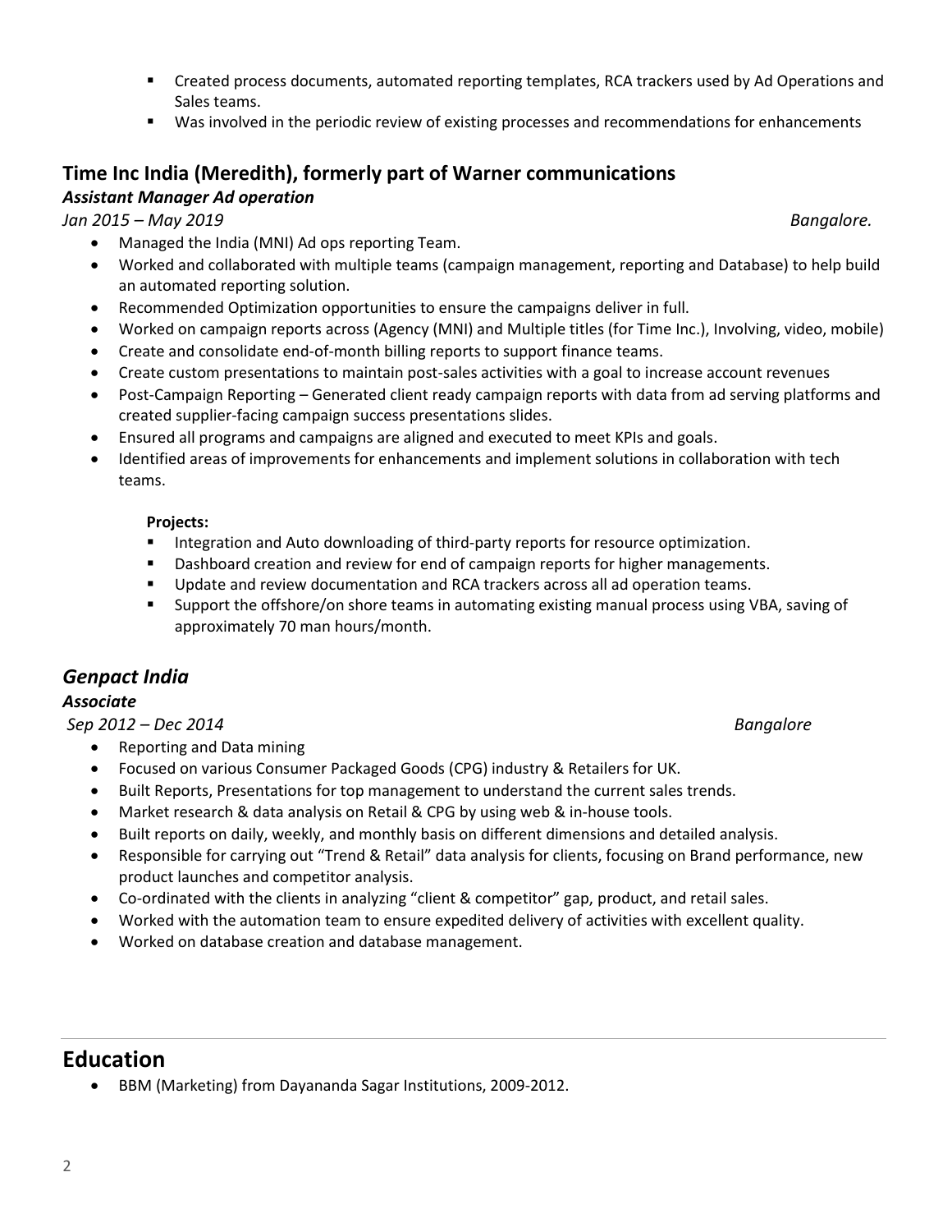- Created process documents, automated reporting templates, RCA trackers used by Ad Operations and Sales teams.
- Was involved in the periodic review of existing processes and recommendations for enhancements

## Time Inc India (Meredith), formerly part of Warner communications

***Assistant Manager Ad operation***

*Jan 2015 – May 2019* *Bangalore.*

- Managed the India (MNI) Ad ops reporting Team.
- Worked and collaborated with multiple teams (campaign management, reporting and Database) to help build an automated reporting solution.
- Recommended Optimization opportunities to ensure the campaigns deliver in full.
- Worked on campaign reports across (Agency (MNI) and Multiple titles (for Time Inc.), Involving, video, mobile)
- Create and consolidate end-of-month billing reports to support finance teams.
- Create custom presentations to maintain post-sales activities with a goal to increase account revenues
- Post-Campaign Reporting – Generated client ready campaign reports with data from ad serving platforms and created supplier-facing campaign success presentations slides.
- Ensured all programs and campaigns are aligned and executed to meet KPIs and goals.
- Identified areas of improvements for enhancements and implement solutions in collaboration with tech teams.

**Projects:**

- Integration and Auto downloading of third-party reports for resource optimization.
- Dashboard creation and review for end of campaign reports for higher managements.
- Update and review documentation and RCA trackers across all ad operation teams.
- Support the offshore/on shore teams in automating existing manual process using VBA, saving of approximately 70 man hours/month.

## *Genpact India*

***Associate***

*Sep 2012 – Dec 2014* *Bangalore*

- Reporting and Data mining
- Focused on various Consumer Packaged Goods (CPG) industry & Retailers for UK.
- Built Reports, Presentations for top management to understand the current sales trends.
- Market research & data analysis on Retail & CPG by using web & in-house tools.
- Built reports on daily, weekly, and monthly basis on different dimensions and detailed analysis.
- Responsible for carrying out "Trend & Retail" data analysis for clients, focusing on Brand performance, new product launches and competitor analysis.
- Co-ordinated with the clients in analyzing "client & competitor" gap, product, and retail sales.
- Worked with the automation team to ensure expedited delivery of activities with excellent quality.
- Worked on database creation and database management.

# Education

- BBM (Marketing) from Dayananda Sagar Institutions, 2009-2012.